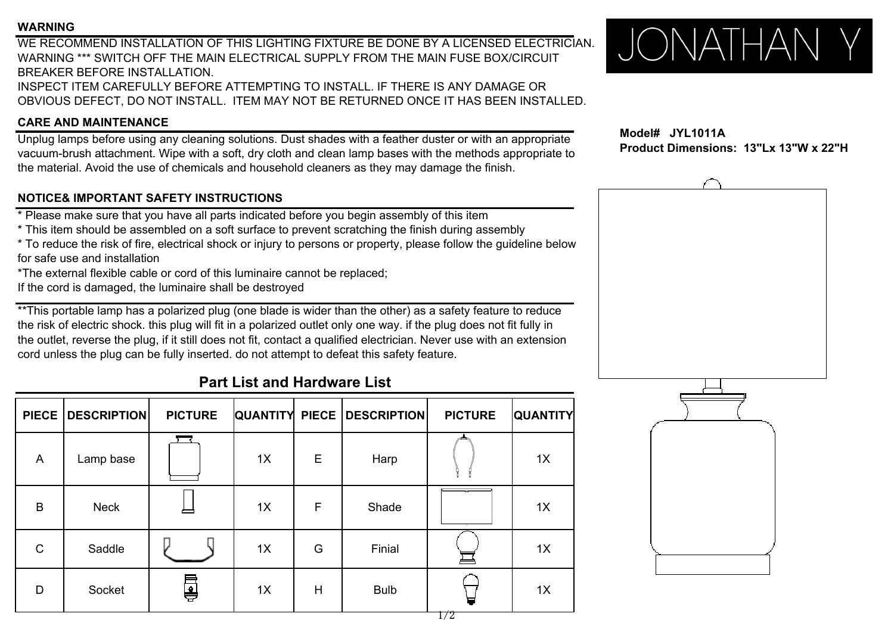## WARNING

WE RECOMMEND INSTALLATION OF THIS LIGHTING FIXTURE BE DONE BY A LICENSED ELECTRICIAN.
WARNING *** SWITCH OFF THE MAIN ELECTRICAL SUPPLY FROM THE MAIN FUSE BOX/CIRCUIT BREAKER BEFORE INSTALLATION.
INSPECT ITEM CAREFULLY BEFORE ATTEMPTING TO INSTALL. IF THERE IS ANY DAMAGE OR OBVIOUS DEFECT, DO NOT INSTALL. ITEM MAY NOT BE RETURNED ONCE IT HAS BEEN INSTALLED.

JONATHAN Y

## CARE AND MAINTENANCE

Unplug lamps before using any cleaning solutions. Dust shades with a feather duster or with an appropriate vacuum-brush attachment. Wipe with a soft, dry cloth and clean lamp bases with the methods appropriate to the material. Avoid the use of chemicals and household cleaners as they may damage the finish.

**Model# JYL1011A**
**Product Dimensions: 13"Lx 13"W x 22"H**

## NOTICE& IMPORTANT SAFETY INSTRUCTIONS

* Please make sure that you have all parts indicated before you begin assembly of this item
* This item should be assembled on a soft surface to prevent scratching the finish during assembly
* To reduce the risk of fire, electrical shock or injury to persons or property, please follow the guideline below for safe use and installation
*The external flexible cable or cord of this luminaire cannot be replaced;
If the cord is damaged, the luminaire shall be destroyed

**This portable lamp has a polarized plug (one blade is wider than the other) as a safety feature to reduce the risk of electric shock. this plug will fit in a polarized outlet only one way. if the plug does not fit fully in the outlet, reverse the plug, if it still does not fit, contact a qualified electrician. Never use with an extension cord unless the plug can be fully inserted. do not attempt to defeat this safety feature.

## Part List and Hardware List

| PIECE | DESCRIPTION | PICTURE | QUANTITY | PIECE | DESCRIPTION | PICTURE | QUANTITY |
|---|---|---|---|---|---|---|---|
| A | Lamp base | | 1X | E | Harp | | 1X |
| B | Neck | | 1X | F | Shade | | 1X |
| C | Saddle | | 1X | G | Finial | | 1X |
| D | Socket | | 1X | H | Bulb | | 1X |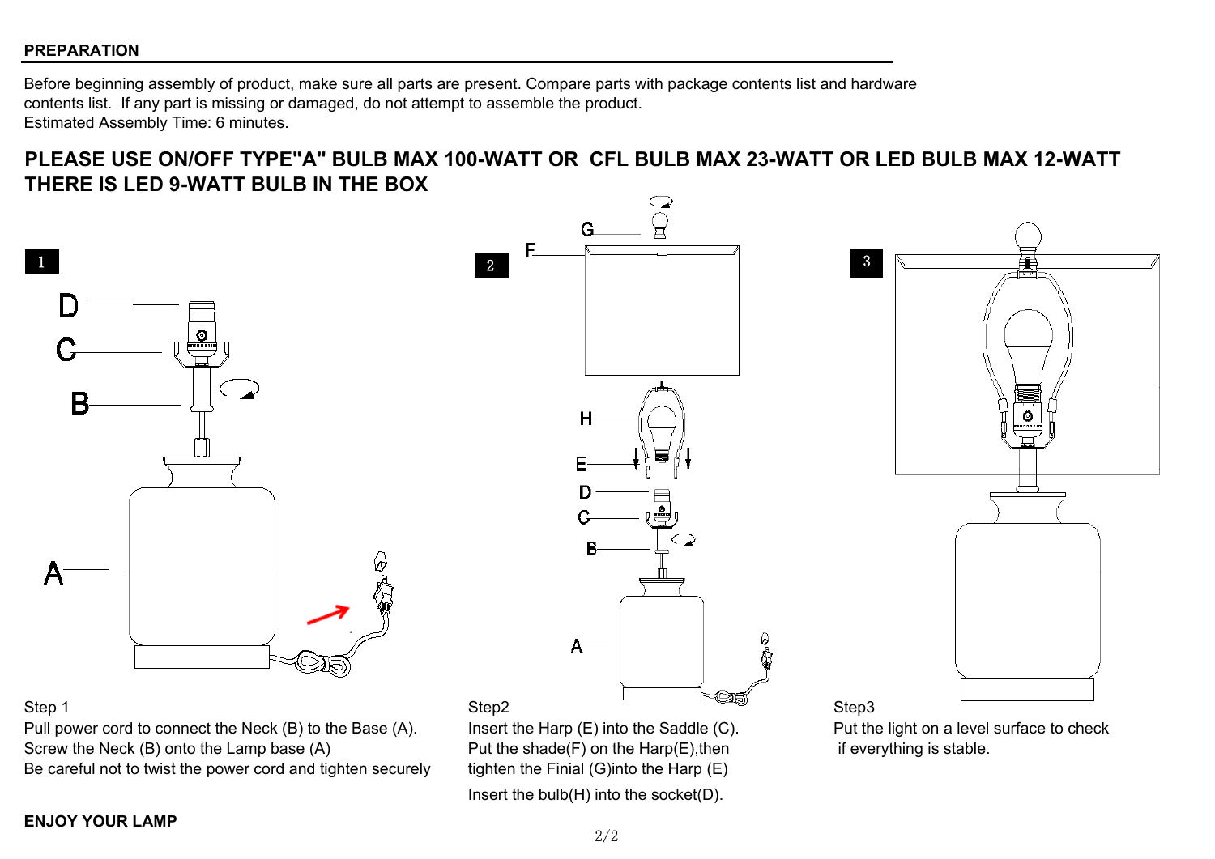**PREPARATION**

Before beginning assembly of product, make sure all parts are present. Compare parts with package contents list and hardware contents list. If any part is missing or damaged, do not attempt to assemble the product.
Estimated Assembly Time: 6 minutes.

## PLEASE USE ON/OFF TYPE"A" BULB MAX 100-WATT OR CFL BULB MAX 23-WATT OR LED BULB MAX 12-WATT THERE IS LED 9-WATT BULB IN THE BOX

1

D

C

B

A

2

G

F

H

E

D

C

B

A

3

Step 1
Pull power cord to connect the Neck (B) to the Base (A).
Screw the Neck (B) onto the Lamp base (A)
Be careful not to twist the power cord and tighten securely

Step2
Insert the Harp (E) into the Saddle (C).
Put the shade(F) on the Harp(E),then tighten the Finial (G)into the Harp (E)
Insert the bulb(H) into the socket(D).

Step3
Put the light on a level surface to check if everything is stable.

**ENJOY YOUR LAMP**